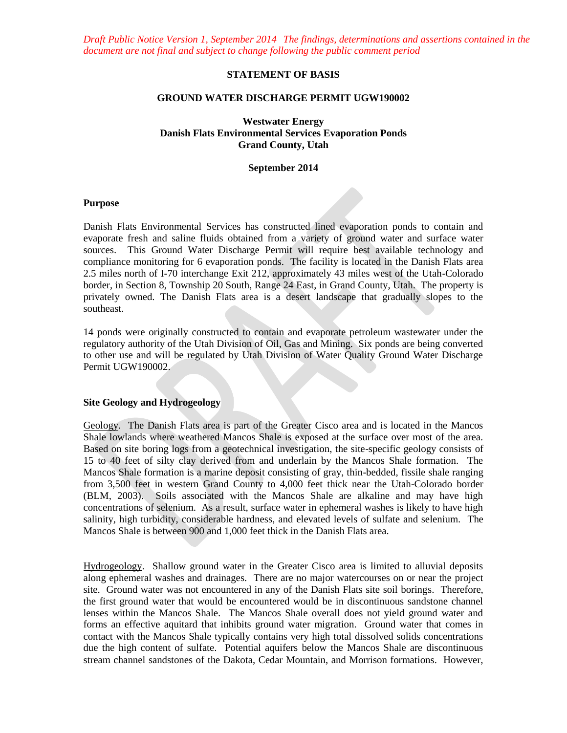*Draft Public Notice Version 1, September 2014 The findings, determinations and assertions contained in the document are not final and subject to change following the public comment period*

# STATEMENT OF BASIS

## GROUND WATER DISCHARGE PERMIT UGW190002

**Westwater Energy**
**Danish Flats Environmental Services Evaporation Ponds**
**Grand County, Utah**

**September 2014**

### Purpose

Danish Flats Environmental Services has constructed lined evaporation ponds to contain and evaporate fresh and saline fluids obtained from a variety of ground water and surface water sources. This Ground Water Discharge Permit will require best available technology and compliance monitoring for 6 evaporation ponds. The facility is located in the Danish Flats area 2.5 miles north of I-70 interchange Exit 212, approximately 43 miles west of the Utah-Colorado border, in Section 8, Township 20 South, Range 24 East, in Grand County, Utah. The property is privately owned. The Danish Flats area is a desert landscape that gradually slopes to the southeast.

14 ponds were originally constructed to contain and evaporate petroleum wastewater under the regulatory authority of the Utah Division of Oil, Gas and Mining. Six ponds are being converted to other use and will be regulated by Utah Division of Water Quality Ground Water Discharge Permit UGW190002.

### Site Geology and Hydrogeology

Geology. The Danish Flats area is part of the Greater Cisco area and is located in the Mancos Shale lowlands where weathered Mancos Shale is exposed at the surface over most of the area. Based on site boring logs from a geotechnical investigation, the site-specific geology consists of 15 to 40 feet of silty clay derived from and underlain by the Mancos Shale formation. The Mancos Shale formation is a marine deposit consisting of gray, thin-bedded, fissile shale ranging from 3,500 feet in western Grand County to 4,000 feet thick near the Utah-Colorado border (BLM, 2003). Soils associated with the Mancos Shale are alkaline and may have high concentrations of selenium. As a result, surface water in ephemeral washes is likely to have high salinity, high turbidity, considerable hardness, and elevated levels of sulfate and selenium. The Mancos Shale is between 900 and 1,000 feet thick in the Danish Flats area.

Hydrogeology. Shallow ground water in the Greater Cisco area is limited to alluvial deposits along ephemeral washes and drainages. There are no major watercourses on or near the project site. Ground water was not encountered in any of the Danish Flats site soil borings. Therefore, the first ground water that would be encountered would be in discontinuous sandstone channel lenses within the Mancos Shale. The Mancos Shale overall does not yield ground water and forms an effective aquitard that inhibits ground water migration. Ground water that comes in contact with the Mancos Shale typically contains very high total dissolved solids concentrations due the high content of sulfate. Potential aquifers below the Mancos Shale are discontinuous stream channel sandstones of the Dakota, Cedar Mountain, and Morrison formations. However,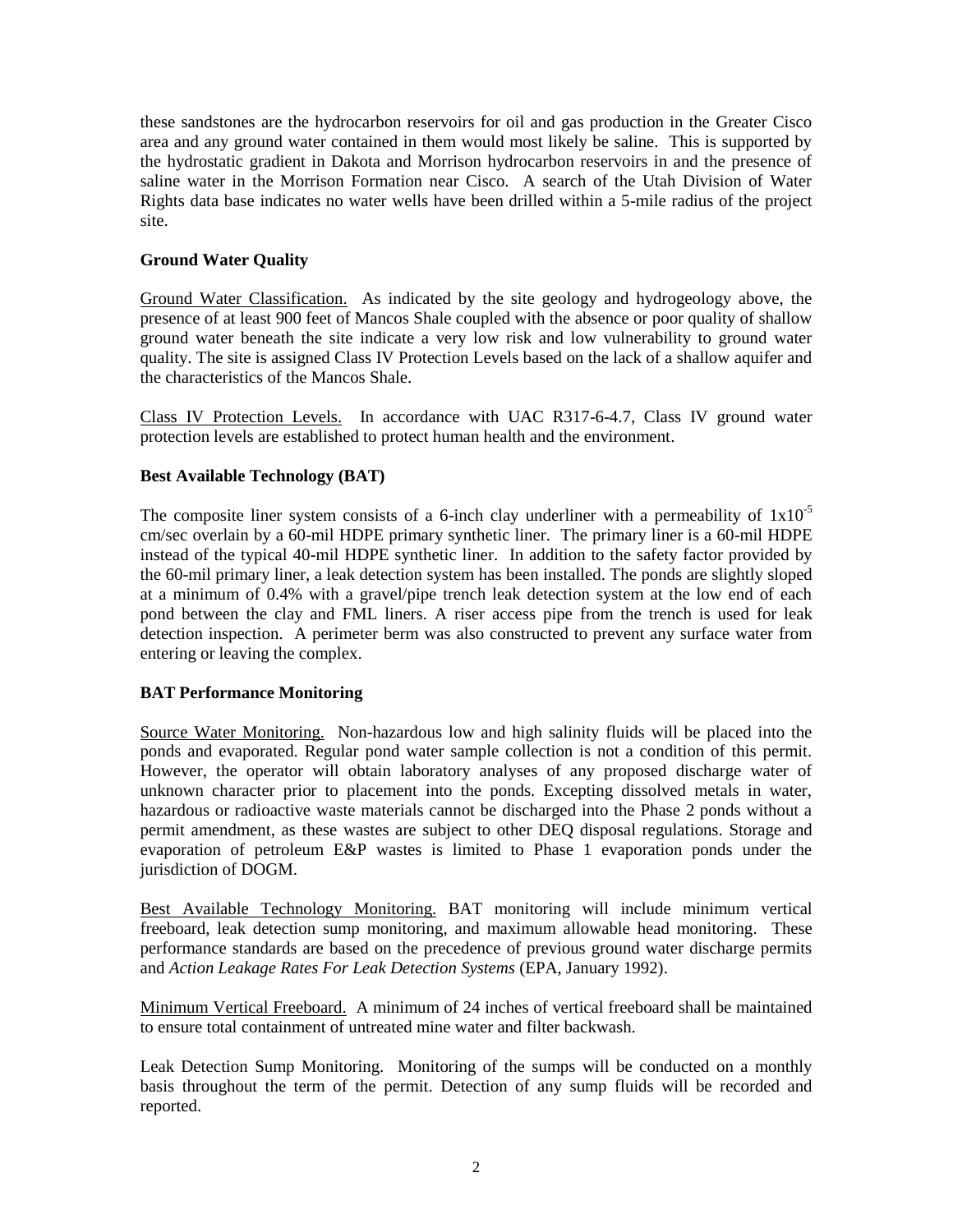these sandstones are the hydrocarbon reservoirs for oil and gas production in the Greater Cisco area and any ground water contained in them would most likely be saline. This is supported by the hydrostatic gradient in Dakota and Morrison hydrocarbon reservoirs in and the presence of saline water in the Morrison Formation near Cisco. A search of the Utah Division of Water Rights data base indicates no water wells have been drilled within a 5-mile radius of the project site.

**Ground Water Quality**

Ground Water Classification. As indicated by the site geology and hydrogeology above, the presence of at least 900 feet of Mancos Shale coupled with the absence or poor quality of shallow ground water beneath the site indicate a very low risk and low vulnerability to ground water quality. The site is assigned Class IV Protection Levels based on the lack of a shallow aquifer and the characteristics of the Mancos Shale.

Class IV Protection Levels. In accordance with UAC R317-6-4.7, Class IV ground water protection levels are established to protect human health and the environment.

**Best Available Technology (BAT)**

The composite liner system consists of a 6-inch clay underliner with a permeability of $1x10^{-5}$ cm/sec overlain by a 60-mil HDPE primary synthetic liner. The primary liner is a 60-mil HDPE instead of the typical 40-mil HDPE synthetic liner. In addition to the safety factor provided by the 60-mil primary liner, a leak detection system has been installed. The ponds are slightly sloped at a minimum of 0.4% with a gravel/pipe trench leak detection system at the low end of each pond between the clay and FML liners. A riser access pipe from the trench is used for leak detection inspection. A perimeter berm was also constructed to prevent any surface water from entering or leaving the complex.

**BAT Performance Monitoring**

Source Water Monitoring. Non-hazardous low and high salinity fluids will be placed into the ponds and evaporated. Regular pond water sample collection is not a condition of this permit. However, the operator will obtain laboratory analyses of any proposed discharge water of unknown character prior to placement into the ponds. Excepting dissolved metals in water, hazardous or radioactive waste materials cannot be discharged into the Phase 2 ponds without a permit amendment, as these wastes are subject to other DEQ disposal regulations. Storage and evaporation of petroleum E&P wastes is limited to Phase 1 evaporation ponds under the jurisdiction of DOGM.

Best Available Technology Monitoring. BAT monitoring will include minimum vertical freeboard, leak detection sump monitoring, and maximum allowable head monitoring. These performance standards are based on the precedence of previous ground water discharge permits and *Action Leakage Rates For Leak Detection Systems* (EPA, January 1992).

Minimum Vertical Freeboard. A minimum of 24 inches of vertical freeboard shall be maintained to ensure total containment of untreated mine water and filter backwash.

Leak Detection Sump Monitoring. Monitoring of the sumps will be conducted on a monthly basis throughout the term of the permit. Detection of any sump fluids will be recorded and reported.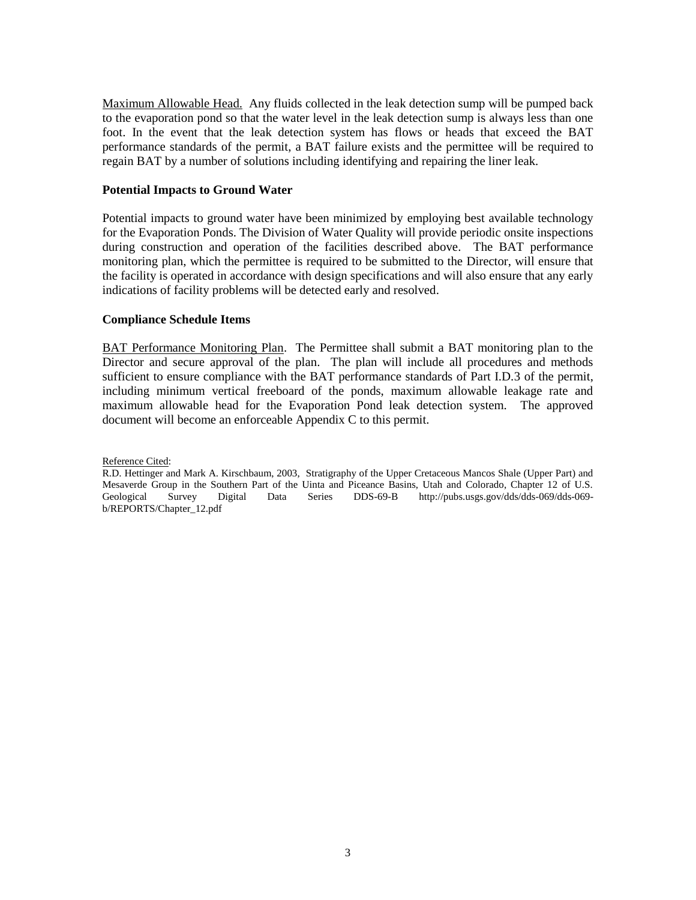Maximum Allowable Head. Any fluids collected in the leak detection sump will be pumped back to the evaporation pond so that the water level in the leak detection sump is always less than one foot. In the event that the leak detection system has flows or heads that exceed the BAT performance standards of the permit, a BAT failure exists and the permittee will be required to regain BAT by a number of solutions including identifying and repairing the liner leak.

**Potential Impacts to Ground Water**

Potential impacts to ground water have been minimized by employing best available technology for the Evaporation Ponds. The Division of Water Quality will provide periodic onsite inspections during construction and operation of the facilities described above. The BAT performance monitoring plan, which the permittee is required to be submitted to the Director, will ensure that the facility is operated in accordance with design specifications and will also ensure that any early indications of facility problems will be detected early and resolved.

**Compliance Schedule Items**

BAT Performance Monitoring Plan. The Permittee shall submit a BAT monitoring plan to the Director and secure approval of the plan. The plan will include all procedures and methods sufficient to ensure compliance with the BAT performance standards of Part I.D.3 of the permit, including minimum vertical freeboard of the ponds, maximum allowable leakage rate and maximum allowable head for the Evaporation Pond leak detection system. The approved document will become an enforceable Appendix C to this permit.

Reference Cited:

R.D. Hettinger and Mark A. Kirschbaum, 2003, Stratigraphy of the Upper Cretaceous Mancos Shale (Upper Part) and Mesaverde Group in the Southern Part of the Uinta and Piceance Basins, Utah and Colorado, Chapter 12 of U.S. Geological Survey Digital Data Series DDS-69-B http://pubs.usgs.gov/dds/dds-069/dds-069-b/REPORTS/Chapter_12.pdf